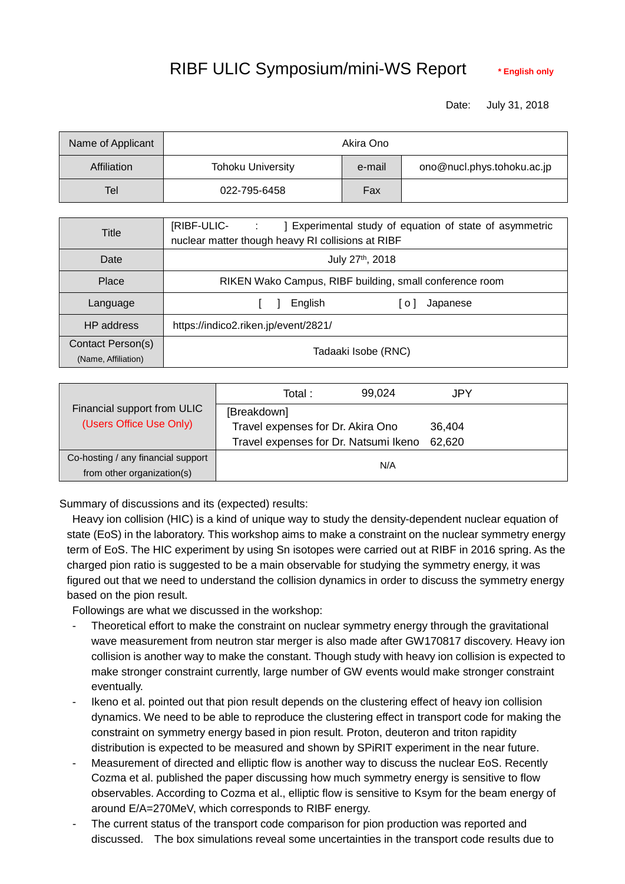# RIBF ULIC Symposium/mini-WS Report

**\* English only**

Date: July 31, 2018

| Name of Applicant | Akira Ono | | |
|---|---|---|---|
| Affiliation | Tohoku University | e-mail | ono@nucl.phys.tohoku.ac.jp |
| Tel | 022-795-6458 | Fax | |

| Title | [RIBF-ULIC- : ] Experimental study of equation of state of asymmetric nuclear matter though heavy RI collisions at RIBF |
|---|---|
| Date | July 27th, 2018 |
| Place | RIKEN Wako Campus, RIBF building, small conference room |
| Language | [ ] English [ o ] Japanese |
| HP address | https://indico2.riken.jp/event/2821/ |
| Contact Person(s) (Name, Affiliation) | Tadaaki Isobe (RNC) |

| Financial support from ULIC (Users Office Use Only) | Total : 99,024 JPY |
|---|---|
| | [Breakdown]<br>Travel expenses for Dr. Akira Ono 36,404<br>Travel expenses for Dr. Natsumi Ikeno 62,620 |
| Co-hosting / any financial support from other organization(s) | N/A |

Summary of discussions and its (expected) results:

Heavy ion collision (HIC) is a kind of unique way to study the density-dependent nuclear equation of state (EoS) in the laboratory. This workshop aims to make a constraint on the nuclear symmetry energy term of EoS. The HIC experiment by using Sn isotopes were carried out at RIBF in 2016 spring. As the charged pion ratio is suggested to be a main observable for studying the symmetry energy, it was figured out that we need to understand the collision dynamics in order to discuss the symmetry energy based on the pion result.

Followings are what we discussed in the workshop:

- Theoretical effort to make the constraint on nuclear symmetry energy through the gravitational wave measurement from neutron star merger is also made after GW170817 discovery. Heavy ion collision is another way to make the constant. Though study with heavy ion collision is expected to make stronger constraint currently, large number of GW events would make stronger constraint eventually.
- Ikeno et al. pointed out that pion result depends on the clustering effect of heavy ion collision dynamics. We need to be able to reproduce the clustering effect in transport code for making the constraint on symmetry energy based in pion result. Proton, deuteron and triton rapidity distribution is expected to be measured and shown by SPiRIT experiment in the near future.
- Measurement of directed and elliptic flow is another way to discuss the nuclear EoS. Recently Cozma et al. published the paper discussing how much symmetry energy is sensitive to flow observables. According to Cozma et al., elliptic flow is sensitive to Ksym for the beam energy of around E/A=270MeV, which corresponds to RIBF energy.
- The current status of the transport code comparison for pion production was reported and discussed. The box simulations reveal some uncertainties in the transport code results due to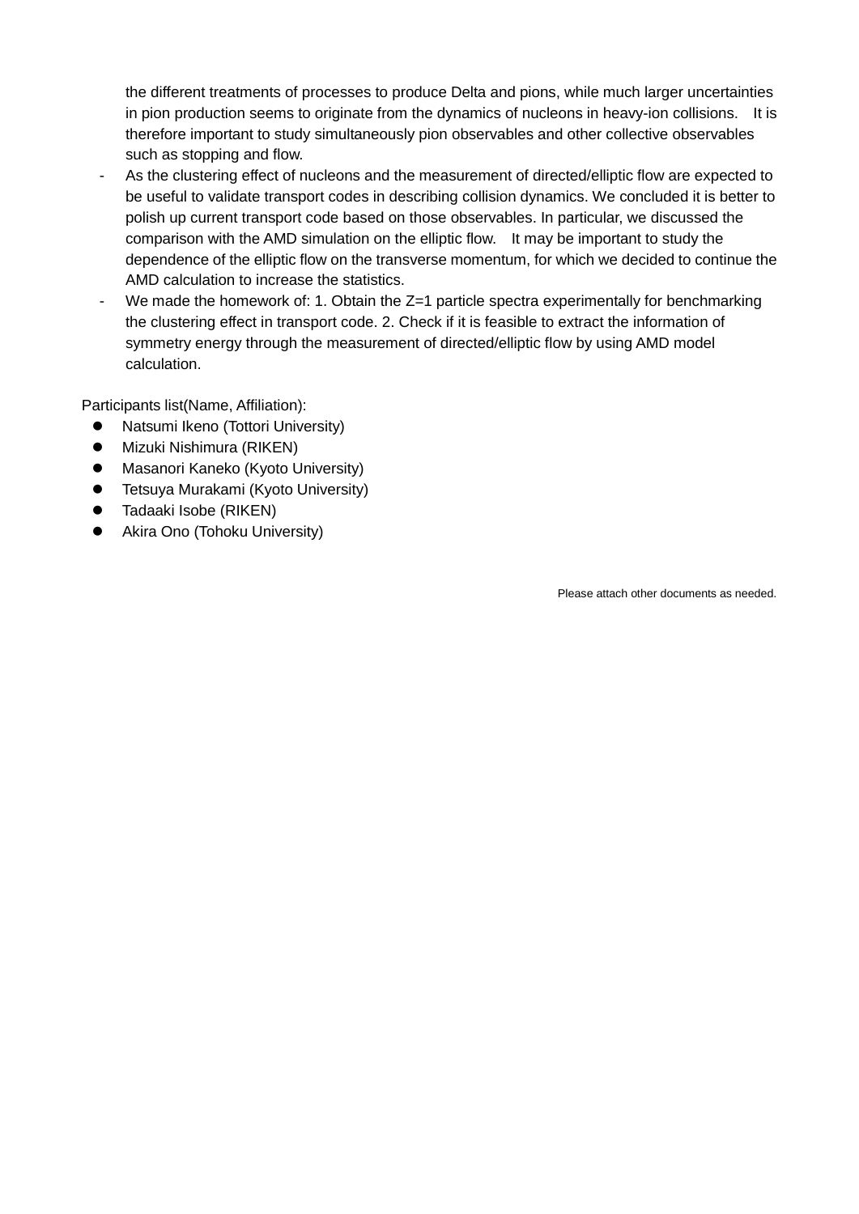the different treatments of processes to produce Delta and pions, while much larger uncertainties in pion production seems to originate from the dynamics of nucleons in heavy-ion collisions. It is therefore important to study simultaneously pion observables and other collective observables such as stopping and flow.

- As the clustering effect of nucleons and the measurement of directed/elliptic flow are expected to be useful to validate transport codes in describing collision dynamics. We concluded it is better to polish up current transport code based on those observables. In particular, we discussed the comparison with the AMD simulation on the elliptic flow. It may be important to study the dependence of the elliptic flow on the transverse momentum, for which we decided to continue the AMD calculation to increase the statistics.
- We made the homework of: 1. Obtain the Z=1 particle spectra experimentally for benchmarking the clustering effect in transport code. 2. Check if it is feasible to extract the information of symmetry energy through the measurement of directed/elliptic flow by using AMD model calculation.

Participants list(Name, Affiliation):

- Natsumi Ikeno (Tottori University)
- Mizuki Nishimura (RIKEN)
- Masanori Kaneko (Kyoto University)
- Tetsuya Murakami (Kyoto University)
- Tadaaki Isobe (RIKEN)
- Akira Ono (Tohoku University)

Please attach other documents as needed.